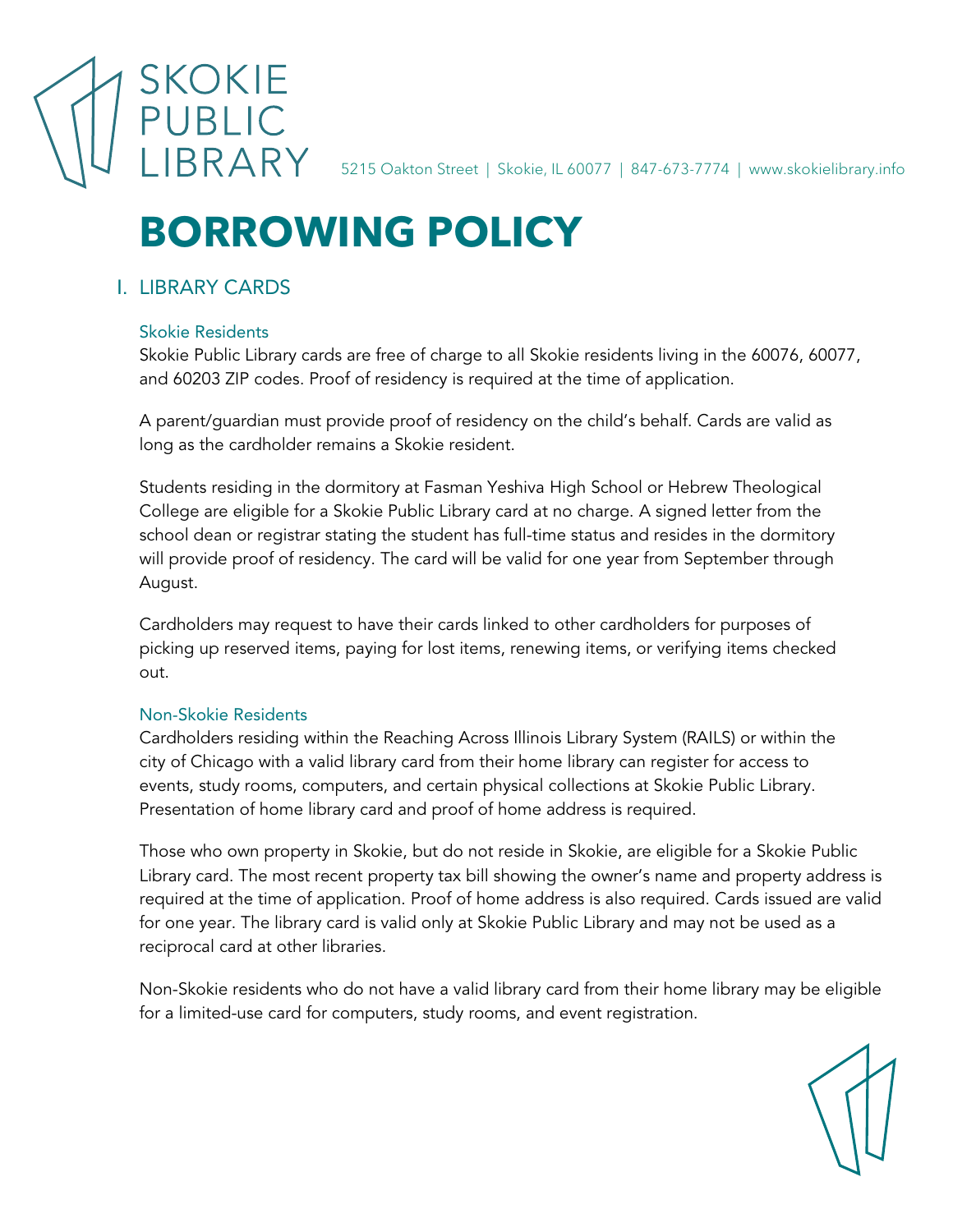SKOKIE PUBLIC LIBRARY

5215 Oakton Street | Skokie, IL 60077 | 847-673-7774 | www.skokielibrary.info

# BORROWING POLICY

## I. LIBRARY CARDS

### Skokie Residents

Skokie Public Library cards are free of charge to all Skokie residents living in the 60076, 60077, and 60203 ZIP codes. Proof of residency is required at the time of application.

A parent/guardian must provide proof of residency on the child's behalf. Cards are valid as long as the cardholder remains a Skokie resident.

Students residing in the dormitory at Fasman Yeshiva High School or Hebrew Theological College are eligible for a Skokie Public Library card at no charge. A signed letter from the school dean or registrar stating the student has full-time status and resides in the dormitory will provide proof of residency. The card will be valid for one year from September through August.

Cardholders may request to have their cards linked to other cardholders for purposes of picking up reserved items, paying for lost items, renewing items, or verifying items checked out.

### Non-Skokie Residents

Cardholders residing within the Reaching Across Illinois Library System (RAILS) or within the city of Chicago with a valid library card from their home library can register for access to events, study rooms, computers, and certain physical collections at Skokie Public Library. Presentation of home library card and proof of home address is required.

Those who own property in Skokie, but do not reside in Skokie, are eligible for a Skokie Public Library card. The most recent property tax bill showing the owner's name and property address is required at the time of application. Proof of home address is also required. Cards issued are valid for one year. The library card is valid only at Skokie Public Library and may not be used as a reciprocal card at other libraries.

Non-Skokie residents who do not have a valid library card from their home library may be eligible for a limited-use card for computers, study rooms, and event registration.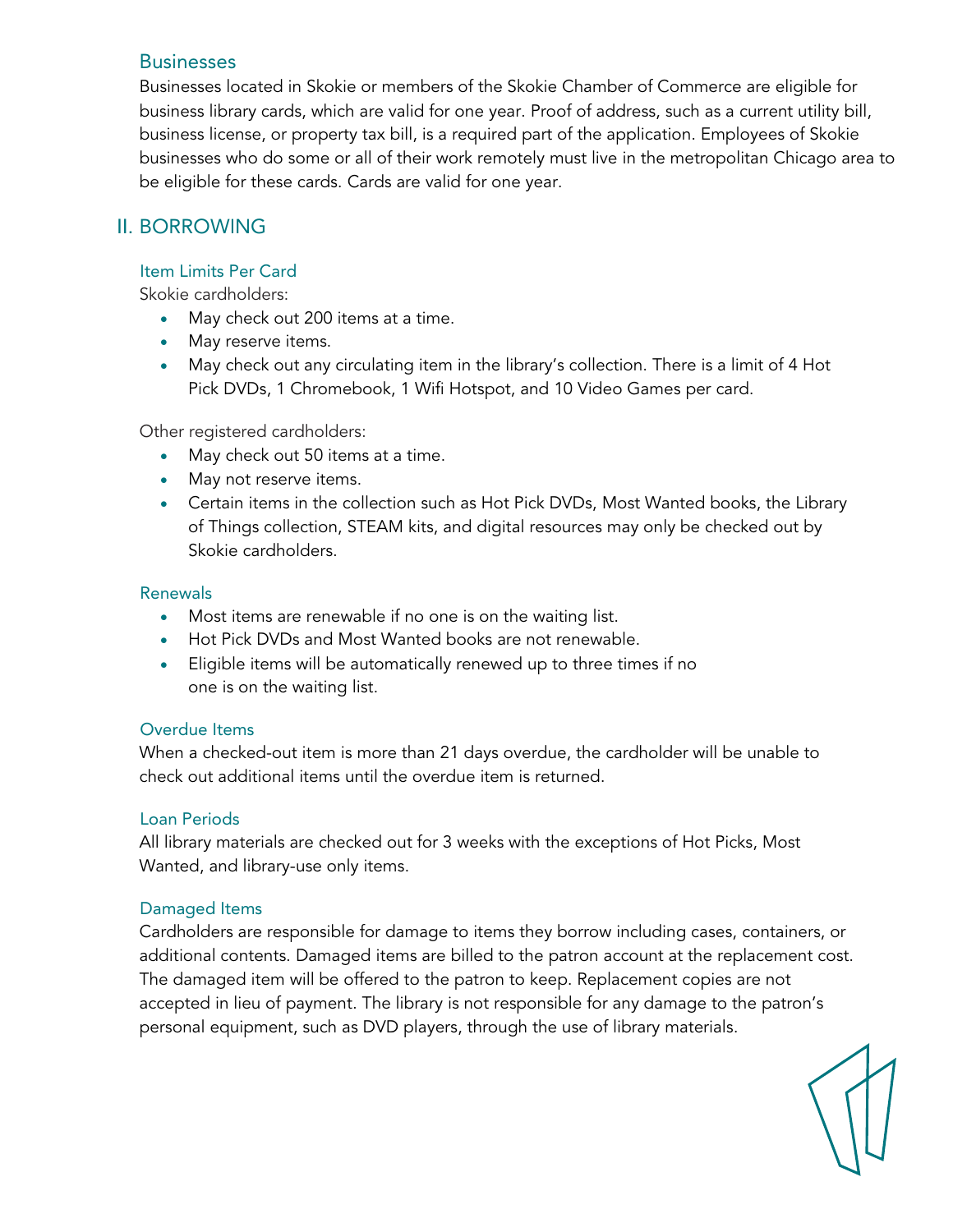### Businesses

Businesses located in Skokie or members of the Skokie Chamber of Commerce are eligible for business library cards, which are valid for one year. Proof of address, such as a current utility bill, business license, or property tax bill, is a required part of the application. Employees of Skokie businesses who do some or all of their work remotely must live in the metropolitan Chicago area to be eligible for these cards. Cards are valid for one year.

## II. BORROWING

### Item Limits Per Card

Skokie cardholders:

- May check out 200 items at a time.
- May reserve items.
- May check out any circulating item in the library's collection. There is a limit of 4 Hot Pick DVDs, 1 Chromebook, 1 Wifi Hotspot, and 10 Video Games per card.

Other registered cardholders:

- May check out 50 items at a time.
- May not reserve items.
- Certain items in the collection such as Hot Pick DVDs, Most Wanted books, the Library of Things collection, STEAM kits, and digital resources may only be checked out by Skokie cardholders.

### Renewals

- Most items are renewable if no one is on the waiting list.
- Hot Pick DVDs and Most Wanted books are not renewable.
- Eligible items will be automatically renewed up to three times if no one is on the waiting list.

### Overdue Items

When a checked-out item is more than 21 days overdue, the cardholder will be unable to check out additional items until the overdue item is returned.

### Loan Periods

All library materials are checked out for 3 weeks with the exceptions of Hot Picks, Most Wanted, and library-use only items.

### Damaged Items

Cardholders are responsible for damage to items they borrow including cases, containers, or additional contents. Damaged items are billed to the patron account at the replacement cost. The damaged item will be offered to the patron to keep. Replacement copies are not accepted in lieu of payment. The library is not responsible for any damage to the patron's personal equipment, such as DVD players, through the use of library materials.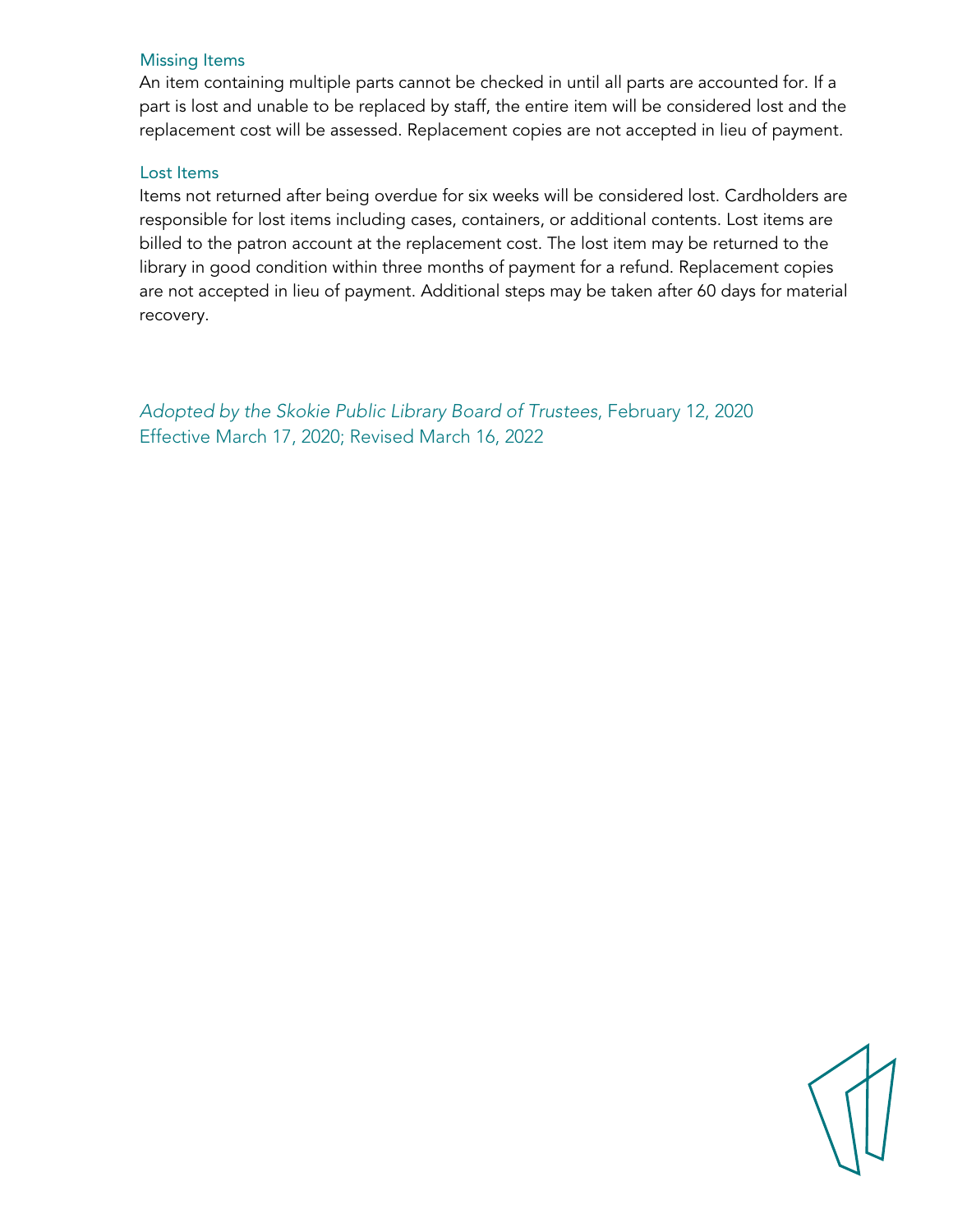### Missing Items

An item containing multiple parts cannot be checked in until all parts are accounted for. If a part is lost and unable to be replaced by staff, the entire item will be considered lost and the replacement cost will be assessed. Replacement copies are not accepted in lieu of payment.

### Lost Items

Items not returned after being overdue for six weeks will be considered lost. Cardholders are responsible for lost items including cases, containers, or additional contents. Lost items are billed to the patron account at the replacement cost. The lost item may be returned to the library in good condition within three months of payment for a refund. Replacement copies are not accepted in lieu of payment. Additional steps may be taken after 60 days for material recovery.

*Adopted by the Skokie Public Library Board of Trustees*, February 12, 2020
Effective March 17, 2020; Revised March 16, 2022